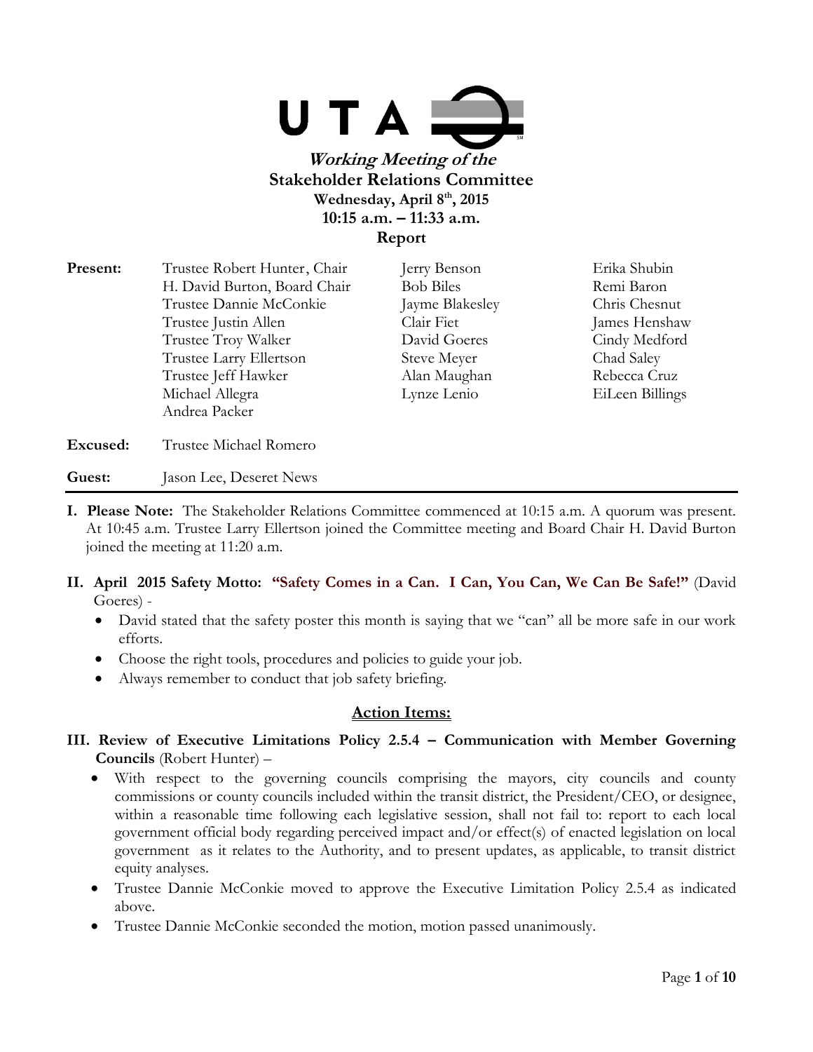UTA

# *Working Meeting of the*
## Stakeholder Relations Committee
**Wednesday, April 8th, 2015**
**10:15 a.m. – 11:33 a.m.**
**Report**

| | | | |
|---|---|---|---|
| **Present:** | Trustee Robert Hunter, Chair | Jerry Benson | Erika Shubin |
| | H. David Burton, Board Chair | Bob Biles | Remi Baron |
| | Trustee Dannie McConkie | Jayme Blakesley | Chris Chesnut |
| | Trustee Justin Allen | Clair Fiet | James Henshaw |
| | Trustee Troy Walker | David Goeres | Cindy Medford |
| | Trustee Larry Ellertson | Steve Meyer | Chad Saley |
| | Trustee Jeff Hawker | Alan Maughan | Rebecca Cruz |
| | Michael Allegra | Lynze Lenio | EiLeen Billings |
| | Andrea Packer | | |
| **Excused:** | Trustee Michael Romero | | |
| **Guest:** | Jason Lee, Deseret News | | |

**I. Please Note:** The Stakeholder Relations Committee commenced at 10:15 a.m. A quorum was present. At 10:45 a.m. Trustee Larry Ellertson joined the Committee meeting and Board Chair H. David Burton joined the meeting at 11:20 a.m.

**II. April 2015 Safety Motto: "Safety Comes in a Can. I Can, You Can, We Can Be Safe!"** (David Goeres) -

- David stated that the safety poster this month is saying that we "can" all be more safe in our work efforts.
- Choose the right tools, procedures and policies to guide your job.
- Always remember to conduct that job safety briefing.

## Action Items:

**III. Review of Executive Limitations Policy 2.5.4 – Communication with Member Governing Councils** (Robert Hunter) –

- With respect to the governing councils comprising the mayors, city councils and county commissions or county councils included within the transit district, the President/CEO, or designee, within a reasonable time following each legislative session, shall not fail to: report to each local government official body regarding perceived impact and/or effect(s) of enacted legislation on local government as it relates to the Authority, and to present updates, as applicable, to transit district equity analyses.
- Trustee Dannie McConkie moved to approve the Executive Limitation Policy 2.5.4 as indicated above.
- Trustee Dannie McConkie seconded the motion, motion passed unanimously.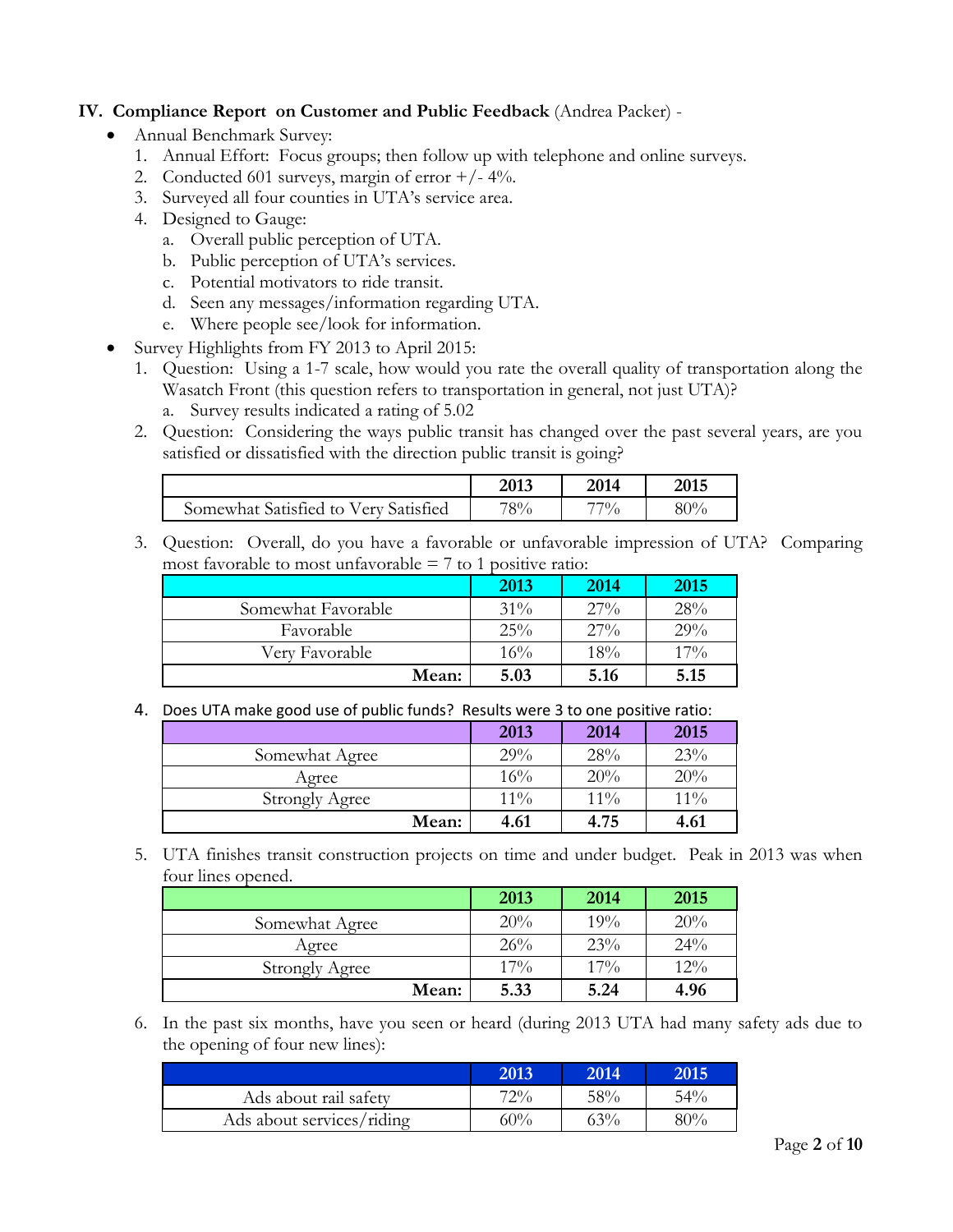## IV. Compliance Report on Customer and Public Feedback (Andrea Packer) -

- Annual Benchmark Survey:
  1. Annual Effort: Focus groups; then follow up with telephone and online surveys.
  2. Conducted 601 surveys, margin of error +/- 4%.
  3. Surveyed all four counties in UTA's service area.
  4. Designed to Gauge:
     a. Overall public perception of UTA.
     b. Public perception of UTA's services.
     c. Potential motivators to ride transit.
     d. Seen any messages/information regarding UTA.
     e. Where people see/look for information.
- Survey Highlights from FY 2013 to April 2015:
  1. Question: Using a 1-7 scale, how would you rate the overall quality of transportation along the Wasatch Front (this question refers to transportation in general, not just UTA)?
     a. Survey results indicated a rating of 5.02
  2. Question: Considering the ways public transit has changed over the past several years, are you satisfied or dissatisfied with the direction public transit is going?

| | 2013 | 2014 | 2015 |
|---|---|---|---|
| Somewhat Satisfied to Very Satisfied | 78% | 77% | 80% |

  3. Question: Overall, do you have a favorable or unfavorable impression of UTA? Comparing most favorable to most unfavorable = 7 to 1 positive ratio:

| | 2013 | 2014 | 2015 |
|---|---|---|---|
| Somewhat Favorable | 31% | 27% | 28% |
| Favorable | 25% | 27% | 29% |
| Very Favorable | 16% | 18% | 17% |
| **Mean:** | **5.03** | **5.16** | **5.15** |

  4. Does UTA make good use of public funds? Results were 3 to one positive ratio:

| | 2013 | 2014 | 2015 |
|---|---|---|---|
| Somewhat Agree | 29% | 28% | 23% |
| Agree | 16% | 20% | 20% |
| Strongly Agree | 11% | 11% | 11% |
| **Mean:** | **4.61** | **4.75** | **4.61** |

  5. UTA finishes transit construction projects on time and under budget. Peak in 2013 was when four lines opened.

| | 2013 | 2014 | 2015 |
|---|---|---|---|
| Somewhat Agree | 20% | 19% | 20% |
| Agree | 26% | 23% | 24% |
| Strongly Agree | 17% | 17% | 12% |
| **Mean:** | **5.33** | **5.24** | **4.96** |

  6. In the past six months, have you seen or heard (during 2013 UTA had many safety ads due to the opening of four new lines):

| | 2013 | 2014 | 2015 |
|---|---|---|---|
| Ads about rail safety | 72% | 58% | 54% |
| Ads about services/riding | 60% | 63% | 80% |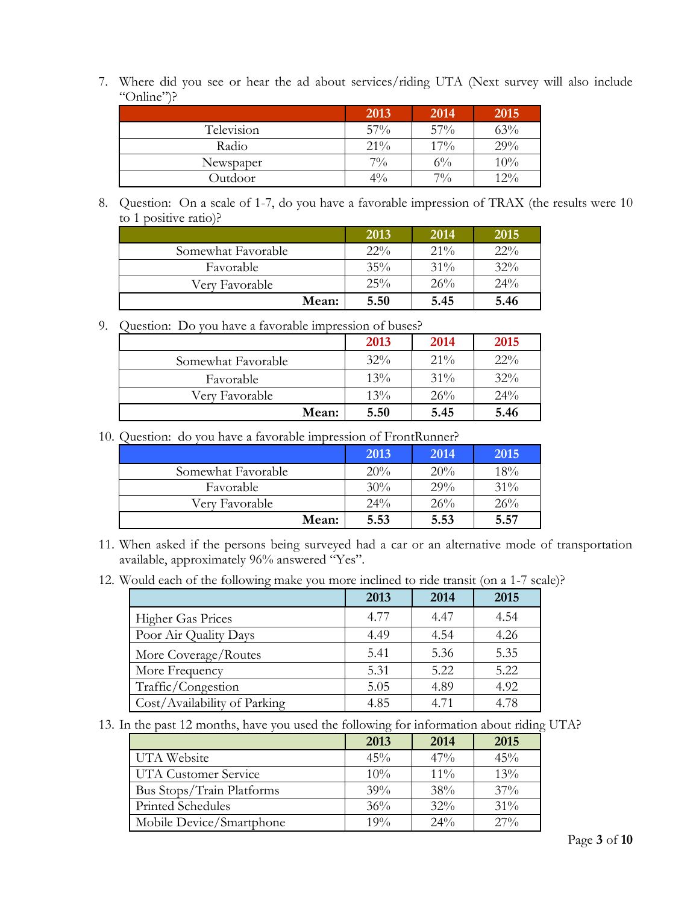7. Where did you see or hear the ad about services/riding UTA (Next survey will also include "Online")?

| | 2013 | 2014 | 2015 |
|---|---|---|---|
| Television | 57% | 57% | 63% |
| Radio | 21% | 17% | 29% |
| Newspaper | 7% | 6% | 10% |
| Outdoor | 4% | 7% | 12% |

8. Question: On a scale of 1-7, do you have a favorable impression of TRAX (the results were 10 to 1 positive ratio)?

| | 2013 | 2014 | 2015 |
|---|---|---|---|
| Somewhat Favorable | 22% | 21% | 22% |
| Favorable | 35% | 31% | 32% |
| Very Favorable | 25% | 26% | 24% |
| **Mean:** | **5.50** | **5.45** | **5.46** |

9. Question: Do you have a favorable impression of buses?

| | 2013 | 2014 | 2015 |
|---|---|---|---|
| Somewhat Favorable | 32% | 21% | 22% |
| Favorable | 13% | 31% | 32% |
| Very Favorable | 13% | 26% | 24% |
| **Mean:** | **5.50** | **5.45** | **5.46** |

10. Question: do you have a favorable impression of FrontRunner?

| | 2013 | 2014 | 2015 |
|---|---|---|---|
| Somewhat Favorable | 20% | 20% | 18% |
| Favorable | 30% | 29% | 31% |
| Very Favorable | 24% | 26% | 26% |
| **Mean:** | **5.53** | **5.53** | **5.57** |

11. When asked if the persons being surveyed had a car or an alternative mode of transportation available, approximately 96% answered "Yes".

12. Would each of the following make you more inclined to ride transit (on a 1-7 scale)?

| | 2013 | 2014 | 2015 |
|---|---|---|---|
| Higher Gas Prices | 4.77 | 4.47 | 4.54 |
| Poor Air Quality Days | 4.49 | 4.54 | 4.26 |
| More Coverage/Routes | 5.41 | 5.36 | 5.35 |
| More Frequency | 5.31 | 5.22 | 5.22 |
| Traffic/Congestion | 5.05 | 4.89 | 4.92 |
| Cost/Availability of Parking | 4.85 | 4.71 | 4.78 |

13. In the past 12 months, have you used the following for information about riding UTA?

| | 2013 | 2014 | 2015 |
|---|---|---|---|
| UTA Website | 45% | 47% | 45% |
| UTA Customer Service | 10% | 11% | 13% |
| Bus Stops/Train Platforms | 39% | 38% | 37% |
| Printed Schedules | 36% | 32% | 31% |
| Mobile Device/Smartphone | 19% | 24% | 27% |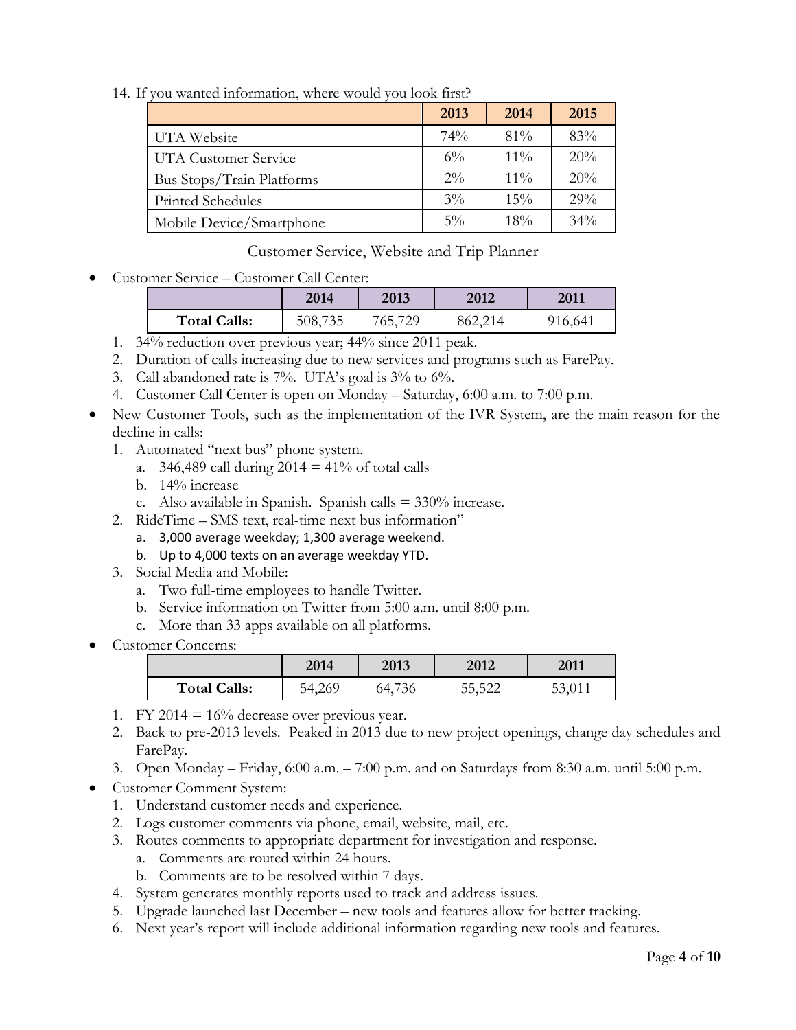14. If you wanted information, where would you look first?

| | 2013 | 2014 | 2015 |
|---|---|---|---|
| UTA Website | 74% | 81% | 83% |
| UTA Customer Service | 6% | 11% | 20% |
| Bus Stops/Train Platforms | 2% | 11% | 20% |
| Printed Schedules | 3% | 15% | 29% |
| Mobile Device/Smartphone | 5% | 18% | 34% |

## Customer Service, Website and Trip Planner

- Customer Service – Customer Call Center:

| | 2014 | 2013 | 2012 | 2011 |
|---|---|---|---|---|
| **Total Calls:** | 508,735 | 765,729 | 862,214 | 916,641 |

  1. 34% reduction over previous year; 44% since 2011 peak.
  2. Duration of calls increasing due to new services and programs such as FarePay.
  3. Call abandoned rate is 7%. UTA's goal is 3% to 6%.
  4. Customer Call Center is open on Monday – Saturday, 6:00 a.m. to 7:00 p.m.
- New Customer Tools, such as the implementation of the IVR System, are the main reason for the decline in calls:
  1. Automated "next bus" phone system.
     a. 346,489 call during 2014 = 41% of total calls
     b. 14% increase
     c. Also available in Spanish. Spanish calls = 330% increase.
  2. RideTime – SMS text, real-time next bus information"
     a. 3,000 average weekday; 1,300 average weekend.
     b. Up to 4,000 texts on an average weekday YTD.
  3. Social Media and Mobile:
     a. Two full-time employees to handle Twitter.
     b. Service information on Twitter from 5:00 a.m. until 8:00 p.m.
     c. More than 33 apps available on all platforms.
- Customer Concerns:

| | 2014 | 2013 | 2012 | 2011 |
|---|---|---|---|---|
| **Total Calls:** | 54,269 | 64,736 | 55,522 | 53,011 |

  1. FY 2014 = 16% decrease over previous year.
  2. Back to pre-2013 levels. Peaked in 2013 due to new project openings, change day schedules and FarePay.
  3. Open Monday – Friday, 6:00 a.m. – 7:00 p.m. and on Saturdays from 8:30 a.m. until 5:00 p.m.
- Customer Comment System:
  1. Understand customer needs and experience.
  2. Logs customer comments via phone, email, website, mail, etc.
  3. Routes comments to appropriate department for investigation and response.
     a. Comments are routed within 24 hours.
     b. Comments are to be resolved within 7 days.
  4. System generates monthly reports used to track and address issues.
  5. Upgrade launched last December – new tools and features allow for better tracking.
  6. Next year's report will include additional information regarding new tools and features.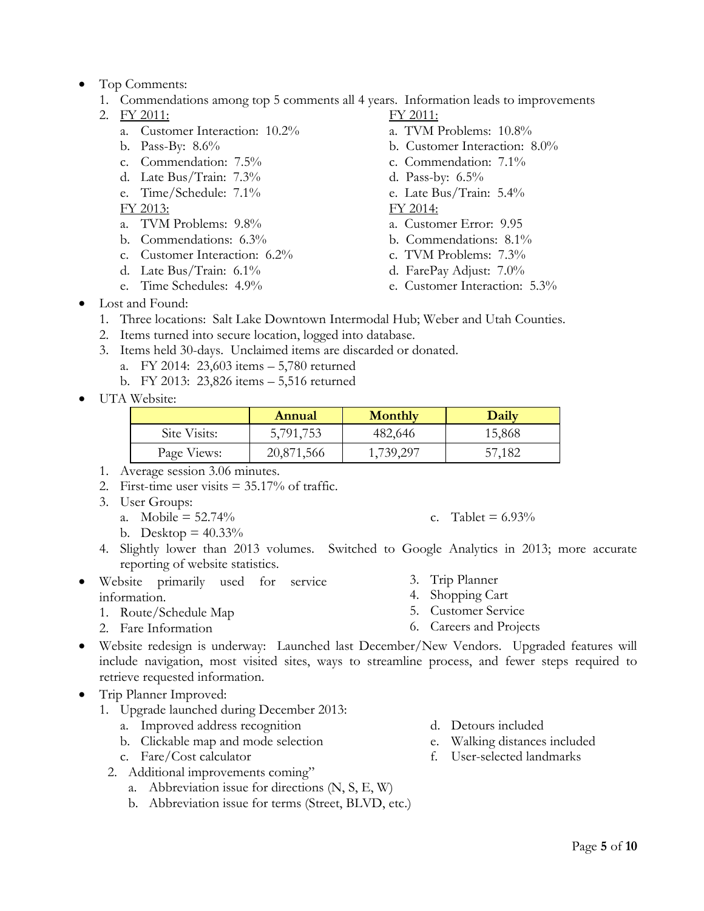- Top Comments:
  1. Commendations among top 5 comments all 4 years. Information leads to improvements
  2. FY 2011:
     a. Customer Interaction: 10.2%
     b. Pass-By: 8.6%
     c. Commendation: 7.5%
     d. Late Bus/Train: 7.3%
     e. Time/Schedule: 7.1%

     FY 2011:
     a. TVM Problems: 10.8%
     b. Customer Interaction: 8.0%
     c. Commendation: 7.1%
     d. Pass-by: 6.5%
     e. Late Bus/Train: 5.4%

     FY 2013:
     a. TVM Problems: 9.8%
     b. Commendations: 6.3%
     c. Customer Interaction: 6.2%
     d. Late Bus/Train: 6.1%
     e. Time Schedules: 4.9%

     FY 2014:
     a. Customer Error: 9.95
     b. Commendations: 8.1%
     c. TVM Problems: 7.3%
     d. FarePay Adjust: 7.0%
     e. Customer Interaction: 5.3%
- Lost and Found:
  1. Three locations: Salt Lake Downtown Intermodal Hub; Weber and Utah Counties.
  2. Items turned into secure location, logged into database.
  3. Items held 30-days. Unclaimed items are discarded or donated.
     a. FY 2014: 23,603 items – 5,780 returned
     b. FY 2013: 23,826 items – 5,516 returned
- UTA Website:

| | Annual | Monthly | Daily |
|---|---|---|---|
| Site Visits: | 5,791,753 | 482,646 | 15,868 |
| Page Views: | 20,871,566 | 1,739,297 | 57,182 |

  1. Average session 3.06 minutes.
  2. First-time user visits = 35.17% of traffic.
  3. User Groups:
     a. Mobile = 52.74%
     b. Desktop = 40.33%
     c. Tablet = 6.93%
  4. Slightly lower than 2013 volumes. Switched to Google Analytics in 2013; more accurate reporting of website statistics.
- Website primarily used for service information.
  1. Route/Schedule Map
  2. Fare Information
  3. Trip Planner
  4. Shopping Cart
  5. Customer Service
  6. Careers and Projects
- Website redesign is underway: Launched last December/New Vendors. Upgraded features will include navigation, most visited sites, ways to streamline process, and fewer steps required to retrieve requested information.
- Trip Planner Improved:
  1. Upgrade launched during December 2013:
     a. Improved address recognition
     b. Clickable map and mode selection
     c. Fare/Cost calculator
     d. Detours included
     e. Walking distances included
     f. User-selected landmarks
  2. Additional improvements coming"
     a. Abbreviation issue for directions (N, S, E, W)
     b. Abbreviation issue for terms (Street, BLVD, etc.)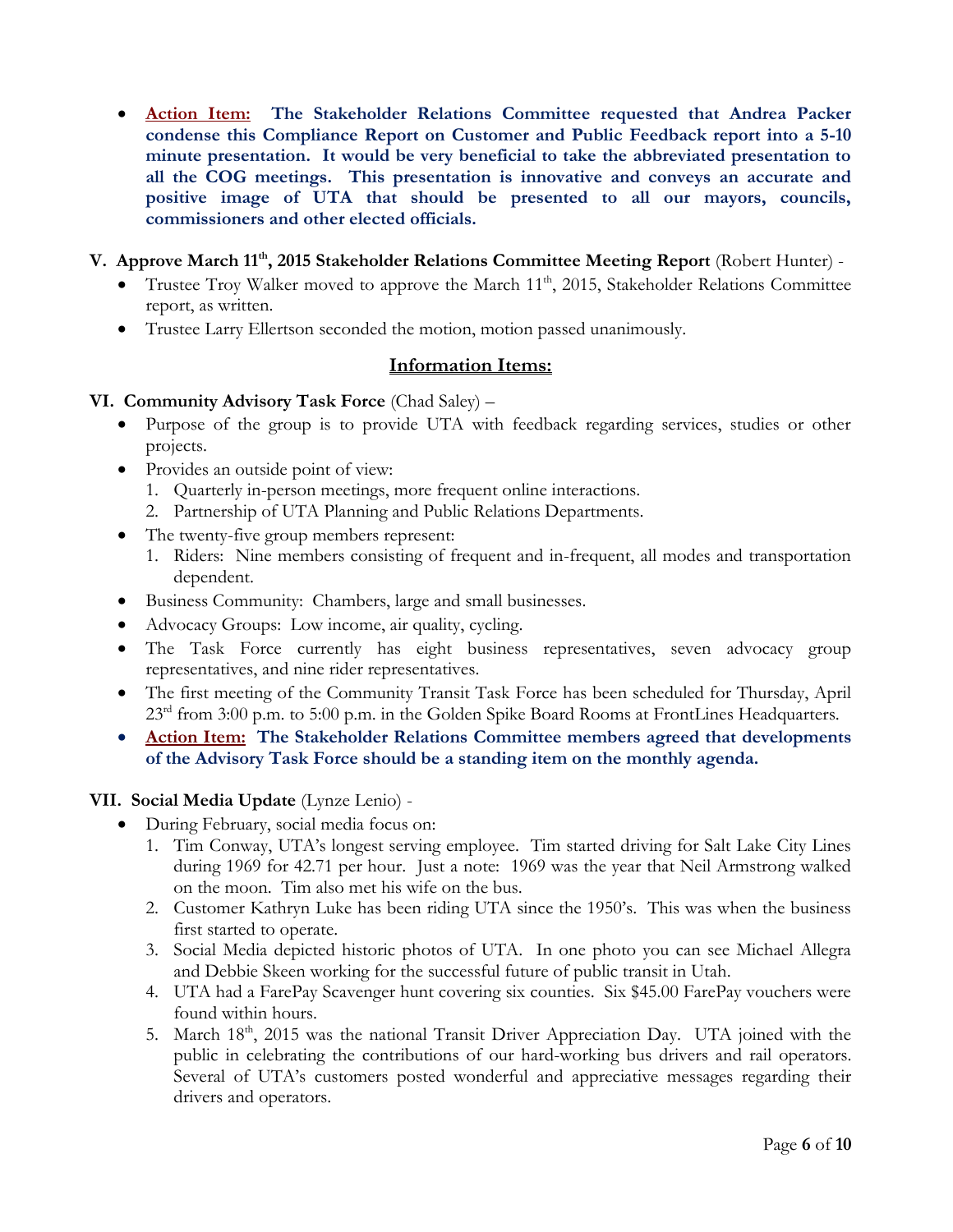- **Action Item: The Stakeholder Relations Committee requested that Andrea Packer condense this Compliance Report on Customer and Public Feedback report into a 5-10 minute presentation. It would be very beneficial to take the abbreviated presentation to all the COG meetings. This presentation is innovative and conveys an accurate and positive image of UTA that should be presented to all our mayors, councils, commissioners and other elected officials.**

**V. Approve March 11th, 2015 Stakeholder Relations Committee Meeting Report** (Robert Hunter) -

- Trustee Troy Walker moved to approve the March 11th, 2015, Stakeholder Relations Committee report, as written.
- Trustee Larry Ellertson seconded the motion, motion passed unanimously.

## Information Items:

**VI. Community Advisory Task Force** (Chad Saley) –

- Purpose of the group is to provide UTA with feedback regarding services, studies or other projects.
- Provides an outside point of view:
  1. Quarterly in-person meetings, more frequent online interactions.
  2. Partnership of UTA Planning and Public Relations Departments.
- The twenty-five group members represent:
  1. Riders: Nine members consisting of frequent and in-frequent, all modes and transportation dependent.
- Business Community: Chambers, large and small businesses.
- Advocacy Groups: Low income, air quality, cycling.
- The Task Force currently has eight business representatives, seven advocacy group representatives, and nine rider representatives.
- The first meeting of the Community Transit Task Force has been scheduled for Thursday, April 23rd from 3:00 p.m. to 5:00 p.m. in the Golden Spike Board Rooms at FrontLines Headquarters.
- **Action Item: The Stakeholder Relations Committee members agreed that developments of the Advisory Task Force should be a standing item on the monthly agenda.**

**VII. Social Media Update** (Lynze Lenio) -

- During February, social media focus on:
  1. Tim Conway, UTA's longest serving employee. Tim started driving for Salt Lake City Lines during 1969 for 42.71 per hour. Just a note: 1969 was the year that Neil Armstrong walked on the moon. Tim also met his wife on the bus.
  2. Customer Kathryn Luke has been riding UTA since the 1950's. This was when the business first started to operate.
  3. Social Media depicted historic photos of UTA. In one photo you can see Michael Allegra and Debbie Skeen working for the successful future of public transit in Utah.
  4. UTA had a FarePay Scavenger hunt covering six counties. Six $45.00 FarePay vouchers were found within hours.
  5. March 18th, 2015 was the national Transit Driver Appreciation Day. UTA joined with the public in celebrating the contributions of our hard-working bus drivers and rail operators. Several of UTA's customers posted wonderful and appreciative messages regarding their drivers and operators.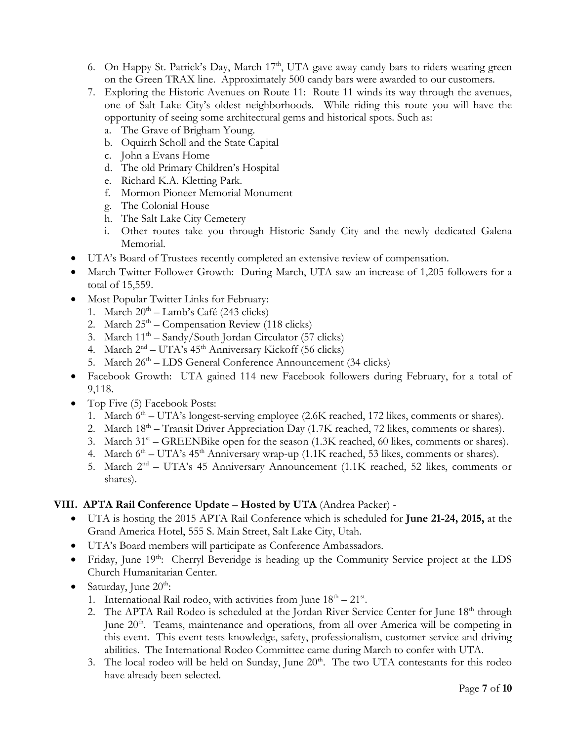6. On Happy St. Patrick's Day, March 17th, UTA gave away candy bars to riders wearing green on the Green TRAX line. Approximately 500 candy bars were awarded to our customers.
7. Exploring the Historic Avenues on Route 11: Route 11 winds its way through the avenues, one of Salt Lake City's oldest neighborhoods. While riding this route you will have the opportunity of seeing some architectural gems and historical spots. Such as:
   a. The Grave of Brigham Young.
   b. Oquirrh Scholl and the State Capital
   c. John a Evans Home
   d. The old Primary Children's Hospital
   e. Richard K.A. Kletting Park.
   f. Mormon Pioneer Memorial Monument
   g. The Colonial House
   h. The Salt Lake City Cemetery
   i. Other routes take you through Historic Sandy City and the newly dedicated Galena Memorial.

- UTA's Board of Trustees recently completed an extensive review of compensation.
- March Twitter Follower Growth: During March, UTA saw an increase of 1,205 followers for a total of 15,559.
- Most Popular Twitter Links for February:
  1. March 20th – Lamb's Café (243 clicks)
  2. March 25th – Compensation Review (118 clicks)
  3. March 11th – Sandy/South Jordan Circulator (57 clicks)
  4. March 2nd – UTA's 45th Anniversary Kickoff (56 clicks)
  5. March 26th – LDS General Conference Announcement (34 clicks)
- Facebook Growth: UTA gained 114 new Facebook followers during February, for a total of 9,118.
- Top Five (5) Facebook Posts:
  1. March 6th – UTA's longest-serving employee (2.6K reached, 172 likes, comments or shares).
  2. March 18th – Transit Driver Appreciation Day (1.7K reached, 72 likes, comments or shares).
  3. March 31st – GREENBike open for the season (1.3K reached, 60 likes, comments or shares).
  4. March 6th – UTA's 45th Anniversary wrap-up (1.1K reached, 53 likes, comments or shares).
  5. March 2nd – UTA's 45 Anniversary Announcement (1.1K reached, 52 likes, comments or shares).

## VIII. APTA Rail Conference Update – Hosted by UTA (Andrea Packer) -

- UTA is hosting the 2015 APTA Rail Conference which is scheduled for **June 21-24, 2015,** at the Grand America Hotel, 555 S. Main Street, Salt Lake City, Utah.
- UTA's Board members will participate as Conference Ambassadors.
- Friday, June 19th: Cherryl Beveridge is heading up the Community Service project at the LDS Church Humanitarian Center.
- Saturday, June 20th:
  1. International Rail rodeo, with activities from June 18th – 21st.
  2. The APTA Rail Rodeo is scheduled at the Jordan River Service Center for June 18th through June 20th. Teams, maintenance and operations, from all over America will be competing in this event. This event tests knowledge, safety, professionalism, customer service and driving abilities. The International Rodeo Committee came during March to confer with UTA.
  3. The local rodeo will be held on Sunday, June 20th. The two UTA contestants for this rodeo have already been selected.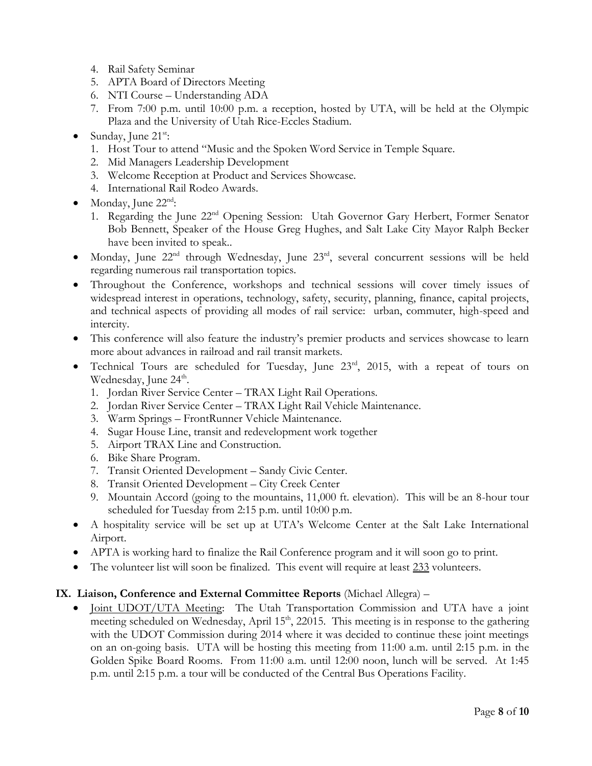4. Rail Safety Seminar
5. APTA Board of Directors Meeting
6. NTI Course – Understanding ADA
7. From 7:00 p.m. until 10:00 p.m. a reception, hosted by UTA, will be held at the Olympic Plaza and the University of Utah Rice-Eccles Stadium.

- Sunday, June 21st:
  1. Host Tour to attend "Music and the Spoken Word Service in Temple Square.
  2. Mid Managers Leadership Development
  3. Welcome Reception at Product and Services Showcase.
  4. International Rail Rodeo Awards.
- Monday, June 22nd:
  1. Regarding the June 22nd Opening Session: Utah Governor Gary Herbert, Former Senator Bob Bennett, Speaker of the House Greg Hughes, and Salt Lake City Mayor Ralph Becker have been invited to speak..
- Monday, June 22nd through Wednesday, June 23rd, several concurrent sessions will be held regarding numerous rail transportation topics.
- Throughout the Conference, workshops and technical sessions will cover timely issues of widespread interest in operations, technology, safety, security, planning, finance, capital projects, and technical aspects of providing all modes of rail service: urban, commuter, high-speed and intercity.
- This conference will also feature the industry's premier products and services showcase to learn more about advances in railroad and rail transit markets.
- Technical Tours are scheduled for Tuesday, June 23rd, 2015, with a repeat of tours on Wednesday, June 24th.
  1. Jordan River Service Center – TRAX Light Rail Operations.
  2. Jordan River Service Center – TRAX Light Rail Vehicle Maintenance.
  3. Warm Springs – FrontRunner Vehicle Maintenance.
  4. Sugar House Line, transit and redevelopment work together
  5. Airport TRAX Line and Construction.
  6. Bike Share Program.
  7. Transit Oriented Development – Sandy Civic Center.
  8. Transit Oriented Development – City Creek Center
  9. Mountain Accord (going to the mountains, 11,000 ft. elevation). This will be an 8-hour tour scheduled for Tuesday from 2:15 p.m. until 10:00 p.m.
- A hospitality service will be set up at UTA's Welcome Center at the Salt Lake International Airport.
- APTA is working hard to finalize the Rail Conference program and it will soon go to print.
- The volunteer list will soon be finalized. This event will require at least 233 volunteers.

**IX. Liaison, Conference and External Committee Reports** (Michael Allegra) –

- Joint UDOT/UTA Meeting: The Utah Transportation Commission and UTA have a joint meeting scheduled on Wednesday, April 15th, 22015. This meeting is in response to the gathering with the UDOT Commission during 2014 where it was decided to continue these joint meetings on an on-going basis. UTA will be hosting this meeting from 11:00 a.m. until 2:15 p.m. in the Golden Spike Board Rooms. From 11:00 a.m. until 12:00 noon, lunch will be served. At 1:45 p.m. until 2:15 p.m. a tour will be conducted of the Central Bus Operations Facility.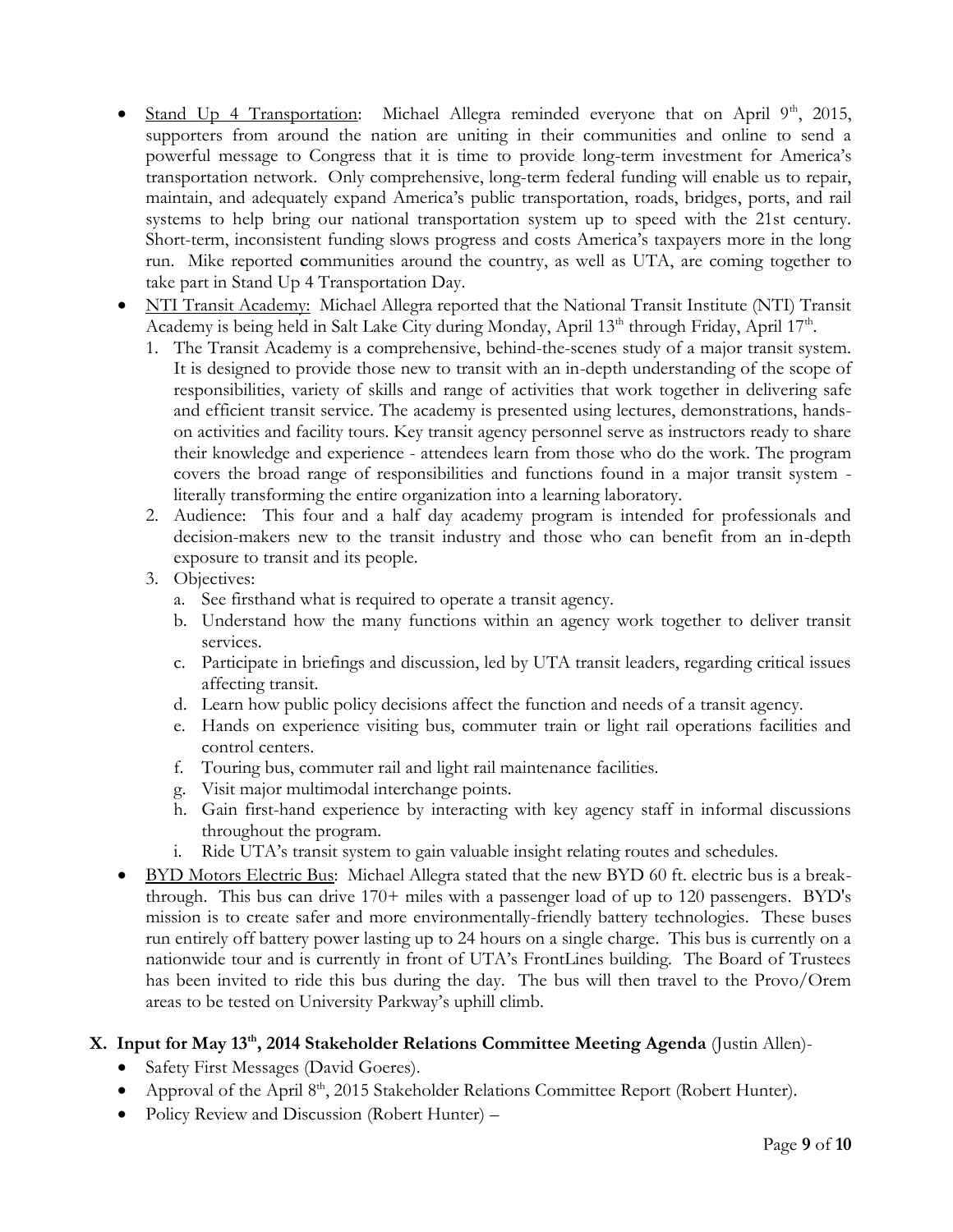- Stand Up 4 Transportation: Michael Allegra reminded everyone that on April 9th, 2015, supporters from around the nation are uniting in their communities and online to send a powerful message to Congress that it is time to provide long-term investment for America's transportation network. Only comprehensive, long-term federal funding will enable us to repair, maintain, and adequately expand America's public transportation, roads, bridges, ports, and rail systems to help bring our national transportation system up to speed with the 21st century. Short-term, inconsistent funding slows progress and costs America's taxpayers more in the long run. Mike reported **c**ommunities around the country, as well as UTA, are coming together to take part in Stand Up 4 Transportation Day.
- NTI Transit Academy: Michael Allegra reported that the National Transit Institute (NTI) Transit Academy is being held in Salt Lake City during Monday, April 13th through Friday, April 17th.
  1. The Transit Academy is a comprehensive, behind-the-scenes study of a major transit system. It is designed to provide those new to transit with an in-depth understanding of the scope of responsibilities, variety of skills and range of activities that work together in delivering safe and efficient transit service. The academy is presented using lectures, demonstrations, hands-on activities and facility tours. Key transit agency personnel serve as instructors ready to share their knowledge and experience - attendees learn from those who do the work. The program covers the broad range of responsibilities and functions found in a major transit system - literally transforming the entire organization into a learning laboratory.
  2. Audience: This four and a half day academy program is intended for professionals and decision-makers new to the transit industry and those who can benefit from an in-depth exposure to transit and its people.
  3. Objectives:
     a. See firsthand what is required to operate a transit agency.
     b. Understand how the many functions within an agency work together to deliver transit services.
     c. Participate in briefings and discussion, led by UTA transit leaders, regarding critical issues affecting transit.
     d. Learn how public policy decisions affect the function and needs of a transit agency.
     e. Hands on experience visiting bus, commuter train or light rail operations facilities and control centers.
     f. Touring bus, commuter rail and light rail maintenance facilities.
     g. Visit major multimodal interchange points.
     h. Gain first-hand experience by interacting with key agency staff in informal discussions throughout the program.
     i. Ride UTA's transit system to gain valuable insight relating routes and schedules.
- BYD Motors Electric Bus: Michael Allegra stated that the new BYD 60 ft. electric bus is a break-through. This bus can drive 170+ miles with a passenger load of up to 120 passengers. BYD's mission is to create safer and more environmentally-friendly battery technologies. These buses run entirely off battery power lasting up to 24 hours on a single charge. This bus is currently on a nationwide tour and is currently in front of UTA's FrontLines building. The Board of Trustees has been invited to ride this bus during the day. The bus will then travel to the Provo/Orem areas to be tested on University Parkway's uphill climb.

## X. Input for May 13th, 2014 Stakeholder Relations Committee Meeting Agenda (Justin Allen)-

- Safety First Messages (David Goeres).
- Approval of the April 8th, 2015 Stakeholder Relations Committee Report (Robert Hunter).
- Policy Review and Discussion (Robert Hunter) –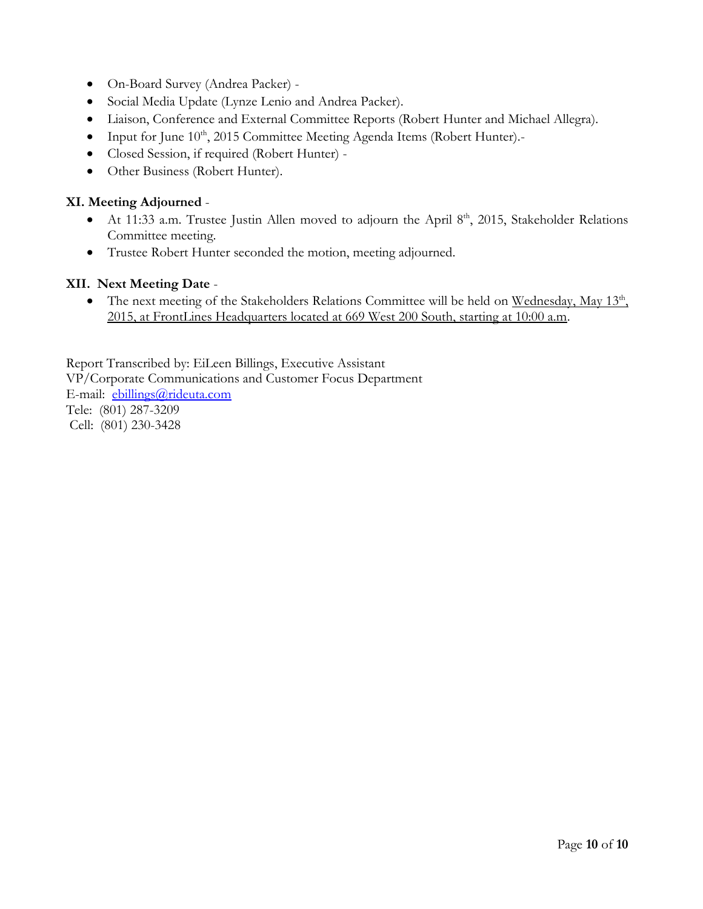- On-Board Survey (Andrea Packer) -
- Social Media Update (Lynze Lenio and Andrea Packer).
- Liaison, Conference and External Committee Reports (Robert Hunter and Michael Allegra).
- Input for June 10th, 2015 Committee Meeting Agenda Items (Robert Hunter).-
- Closed Session, if required (Robert Hunter) -
- Other Business (Robert Hunter).

**XI. Meeting Adjourned** -

- At 11:33 a.m. Trustee Justin Allen moved to adjourn the April 8th, 2015, Stakeholder Relations Committee meeting.
- Trustee Robert Hunter seconded the motion, meeting adjourned.

**XII. Next Meeting Date** -

- The next meeting of the Stakeholders Relations Committee will be held on Wednesday, May 13th, 2015, at FrontLines Headquarters located at 669 West 200 South, starting at 10:00 a.m.

Report Transcribed by: EiLeen Billings, Executive Assistant
VP/Corporate Communications and Customer Focus Department
E-mail: ebillings@rideuta.com
Tele: (801) 287-3209
Cell: (801) 230-3428